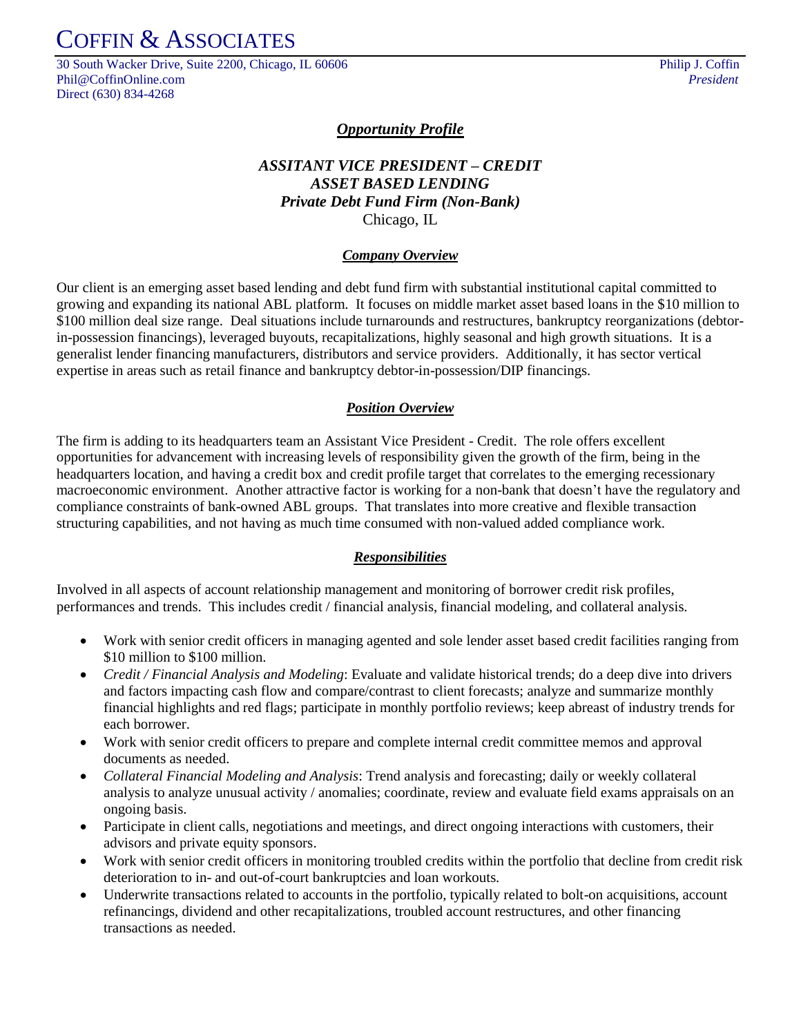# COFFIN & ASSOCIATES

30 South Wacker Drive, Suite 2200, Chicago, IL 60606
Phil@CoffinOnline.com
Direct (630) 834-4268

Philip J. Coffin
*President*

## ***Opportunity Profile***

### ***ASSITANT VICE PRESIDENT – CREDIT***
### ***ASSET BASED LENDING***
### ***Private Debt Fund Firm (Non-Bank)***
Chicago, IL

### ***Company Overview***

Our client is an emerging asset based lending and debt fund firm with substantial institutional capital committed to growing and expanding its national ABL platform. It focuses on middle market asset based loans in the $10 million to $100 million deal size range. Deal situations include turnarounds and restructures, bankruptcy reorganizations (debtor-in-possession financings), leveraged buyouts, recapitalizations, highly seasonal and high growth situations. It is a generalist lender financing manufacturers, distributors and service providers. Additionally, it has sector vertical expertise in areas such as retail finance and bankruptcy debtor-in-possession/DIP financings.

### ***Position Overview***

The firm is adding to its headquarters team an Assistant Vice President - Credit. The role offers excellent opportunities for advancement with increasing levels of responsibility given the growth of the firm, being in the headquarters location, and having a credit box and credit profile target that correlates to the emerging recessionary macroeconomic environment. Another attractive factor is working for a non-bank that doesn't have the regulatory and compliance constraints of bank-owned ABL groups. That translates into more creative and flexible transaction structuring capabilities, and not having as much time consumed with non-valued added compliance work.

### ***Responsibilities***

Involved in all aspects of account relationship management and monitoring of borrower credit risk profiles, performances and trends. This includes credit / financial analysis, financial modeling, and collateral analysis.

- Work with senior credit officers in managing agented and sole lender asset based credit facilities ranging from $10 million to $100 million.
- *Credit / Financial Analysis and Modeling*: Evaluate and validate historical trends; do a deep dive into drivers and factors impacting cash flow and compare/contrast to client forecasts; analyze and summarize monthly financial highlights and red flags; participate in monthly portfolio reviews; keep abreast of industry trends for each borrower.
- Work with senior credit officers to prepare and complete internal credit committee memos and approval documents as needed.
- *Collateral Financial Modeling and Analysis*: Trend analysis and forecasting; daily or weekly collateral analysis to analyze unusual activity / anomalies; coordinate, review and evaluate field exams appraisals on an ongoing basis.
- Participate in client calls, negotiations and meetings, and direct ongoing interactions with customers, their advisors and private equity sponsors.
- Work with senior credit officers in monitoring troubled credits within the portfolio that decline from credit risk deterioration to in- and out-of-court bankruptcies and loan workouts.
- Underwrite transactions related to accounts in the portfolio, typically related to bolt-on acquisitions, account refinancings, dividend and other recapitalizations, troubled account restructures, and other financing transactions as needed.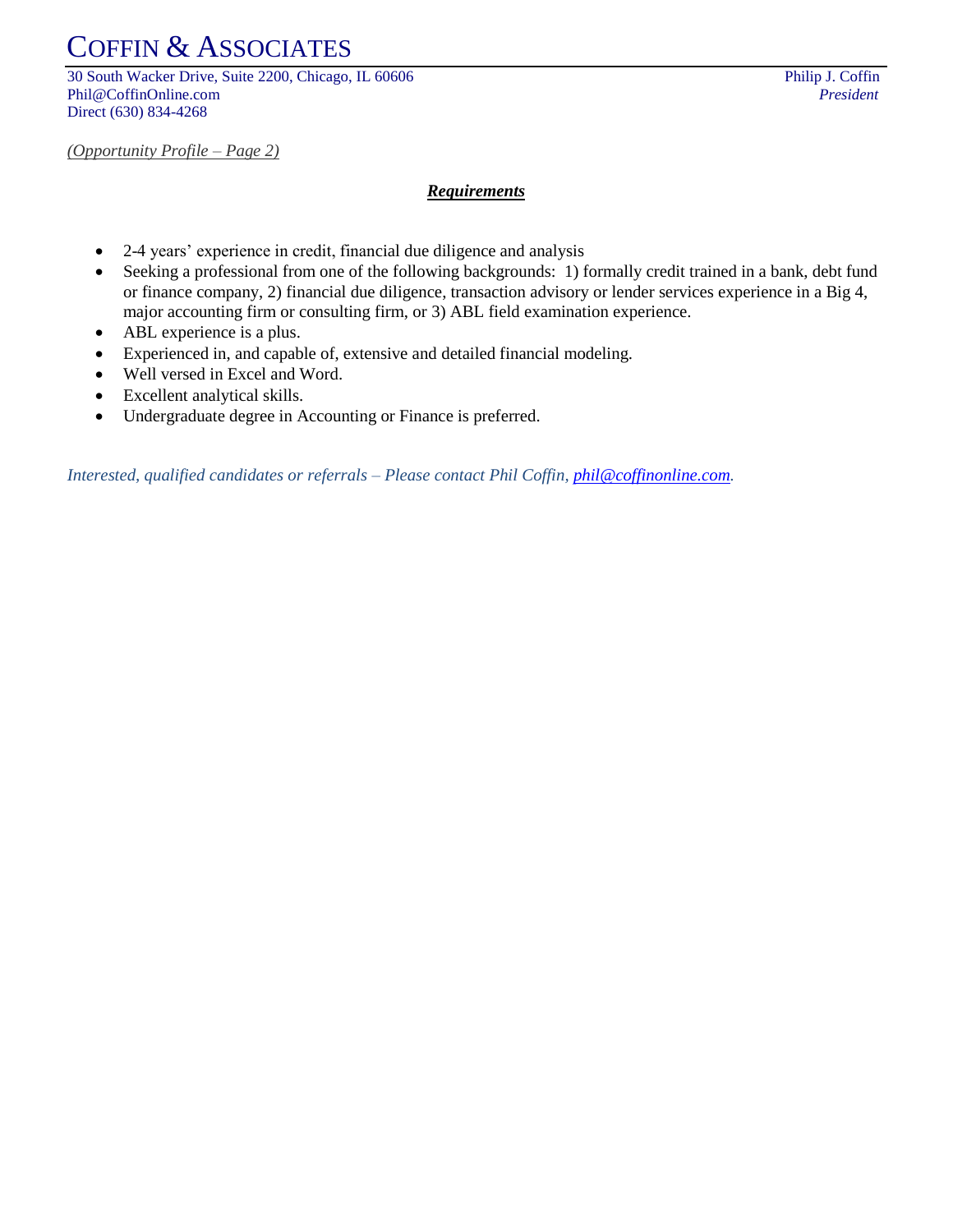# COFFIN & ASSOCIATES

30 South Wacker Drive, Suite 2200, Chicago, IL 60606
Phil@CoffinOnline.com
Direct (630) 834-4268

Philip J. Coffin
*President*

*(Opportunity Profile – Page 2)*

## ***Requirements***

- 2-4 years' experience in credit, financial due diligence and analysis
- Seeking a professional from one of the following backgrounds: 1) formally credit trained in a bank, debt fund or finance company, 2) financial due diligence, transaction advisory or lender services experience in a Big 4, major accounting firm or consulting firm, or 3) ABL field examination experience.
- ABL experience is a plus.
- Experienced in, and capable of, extensive and detailed financial modeling.
- Well versed in Excel and Word.
- Excellent analytical skills.
- Undergraduate degree in Accounting or Finance is preferred.

*Interested, qualified candidates or referrals – Please contact Phil Coffin, phil@coffinonline.com.*